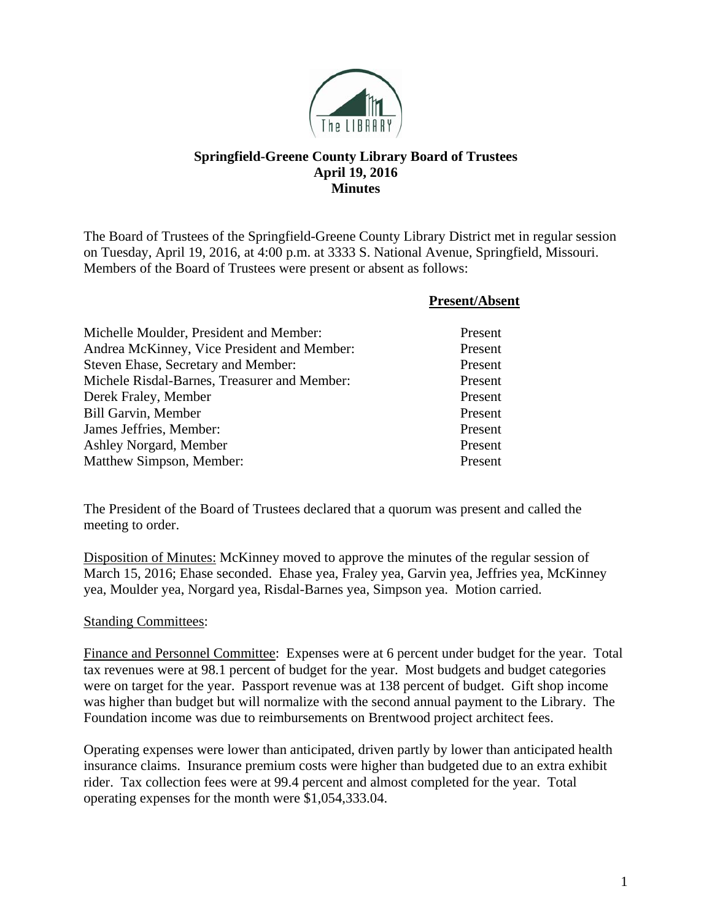**Springfield-Greene County Library Board of Trustees**
**April 19, 2016**
**Minutes**

The Board of Trustees of the Springfield-Greene County Library District met in regular session on Tuesday, April 19, 2016, at 4:00 p.m. at 3333 S. National Avenue, Springfield, Missouri. Members of the Board of Trustees were present or absent as follows:

| | **Present/Absent** |
|---|---|
| Michelle Moulder, President and Member: | Present |
| Andrea McKinney, Vice President and Member: | Present |
| Steven Ehase, Secretary and Member: | Present |
| Michele Risdal-Barnes, Treasurer and Member: | Present |
| Derek Fraley, Member | Present |
| Bill Garvin, Member | Present |
| James Jeffries, Member: | Present |
| Ashley Norgard, Member | Present |
| Matthew Simpson, Member: | Present |

The President of the Board of Trustees declared that a quorum was present and called the meeting to order.

Disposition of Minutes: McKinney moved to approve the minutes of the regular session of March 15, 2016; Ehase seconded. Ehase yea, Fraley yea, Garvin yea, Jeffries yea, McKinney yea, Moulder yea, Norgard yea, Risdal-Barnes yea, Simpson yea. Motion carried.

Standing Committees:

Finance and Personnel Committee: Expenses were at 6 percent under budget for the year. Total tax revenues were at 98.1 percent of budget for the year. Most budgets and budget categories were on target for the year. Passport revenue was at 138 percent of budget. Gift shop income was higher than budget but will normalize with the second annual payment to the Library. The Foundation income was due to reimbursements on Brentwood project architect fees.

Operating expenses were lower than anticipated, driven partly by lower than anticipated health insurance claims. Insurance premium costs were higher than budgeted due to an extra exhibit rider. Tax collection fees were at 99.4 percent and almost completed for the year. Total operating expenses for the month were $1,054,333.04.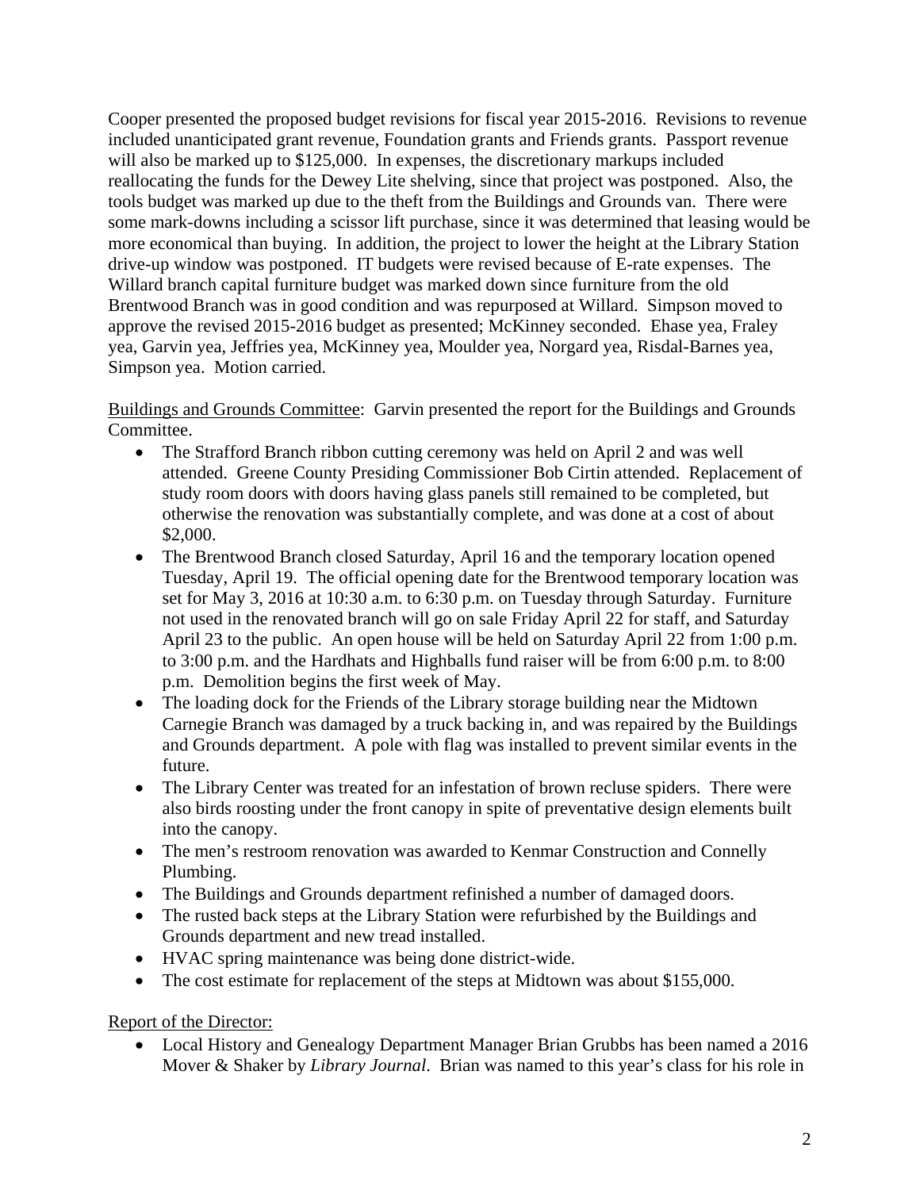Cooper presented the proposed budget revisions for fiscal year 2015-2016. Revisions to revenue included unanticipated grant revenue, Foundation grants and Friends grants. Passport revenue will also be marked up to $125,000. In expenses, the discretionary markups included reallocating the funds for the Dewey Lite shelving, since that project was postponed. Also, the tools budget was marked up due to the theft from the Buildings and Grounds van. There were some mark-downs including a scissor lift purchase, since it was determined that leasing would be more economical than buying. In addition, the project to lower the height at the Library Station drive-up window was postponed. IT budgets were revised because of E-rate expenses. The Willard branch capital furniture budget was marked down since furniture from the old Brentwood Branch was in good condition and was repurposed at Willard. Simpson moved to approve the revised 2015-2016 budget as presented; McKinney seconded. Ehase yea, Fraley yea, Garvin yea, Jeffries yea, McKinney yea, Moulder yea, Norgard yea, Risdal-Barnes yea, Simpson yea. Motion carried.

<u>Buildings and Grounds Committee</u>: Garvin presented the report for the Buildings and Grounds Committee.

- The Strafford Branch ribbon cutting ceremony was held on April 2 and was well attended. Greene County Presiding Commissioner Bob Cirtin attended. Replacement of study room doors with doors having glass panels still remained to be completed, but otherwise the renovation was substantially complete, and was done at a cost of about $2,000.
- The Brentwood Branch closed Saturday, April 16 and the temporary location opened Tuesday, April 19. The official opening date for the Brentwood temporary location was set for May 3, 2016 at 10:30 a.m. to 6:30 p.m. on Tuesday through Saturday. Furniture not used in the renovated branch will go on sale Friday April 22 for staff, and Saturday April 23 to the public. An open house will be held on Saturday April 22 from 1:00 p.m. to 3:00 p.m. and the Hardhats and Highballs fund raiser will be from 6:00 p.m. to 8:00 p.m. Demolition begins the first week of May.
- The loading dock for the Friends of the Library storage building near the Midtown Carnegie Branch was damaged by a truck backing in, and was repaired by the Buildings and Grounds department. A pole with flag was installed to prevent similar events in the future.
- The Library Center was treated for an infestation of brown recluse spiders. There were also birds roosting under the front canopy in spite of preventative design elements built into the canopy.
- The men's restroom renovation was awarded to Kenmar Construction and Connelly Plumbing.
- The Buildings and Grounds department refinished a number of damaged doors.
- The rusted back steps at the Library Station were refurbished by the Buildings and Grounds department and new tread installed.
- HVAC spring maintenance was being done district-wide.
- The cost estimate for replacement of the steps at Midtown was about $155,000.

<u>Report of the Director:</u>

- Local History and Genealogy Department Manager Brian Grubbs has been named a 2016 Mover & Shaker by *Library Journal*. Brian was named to this year's class for his role in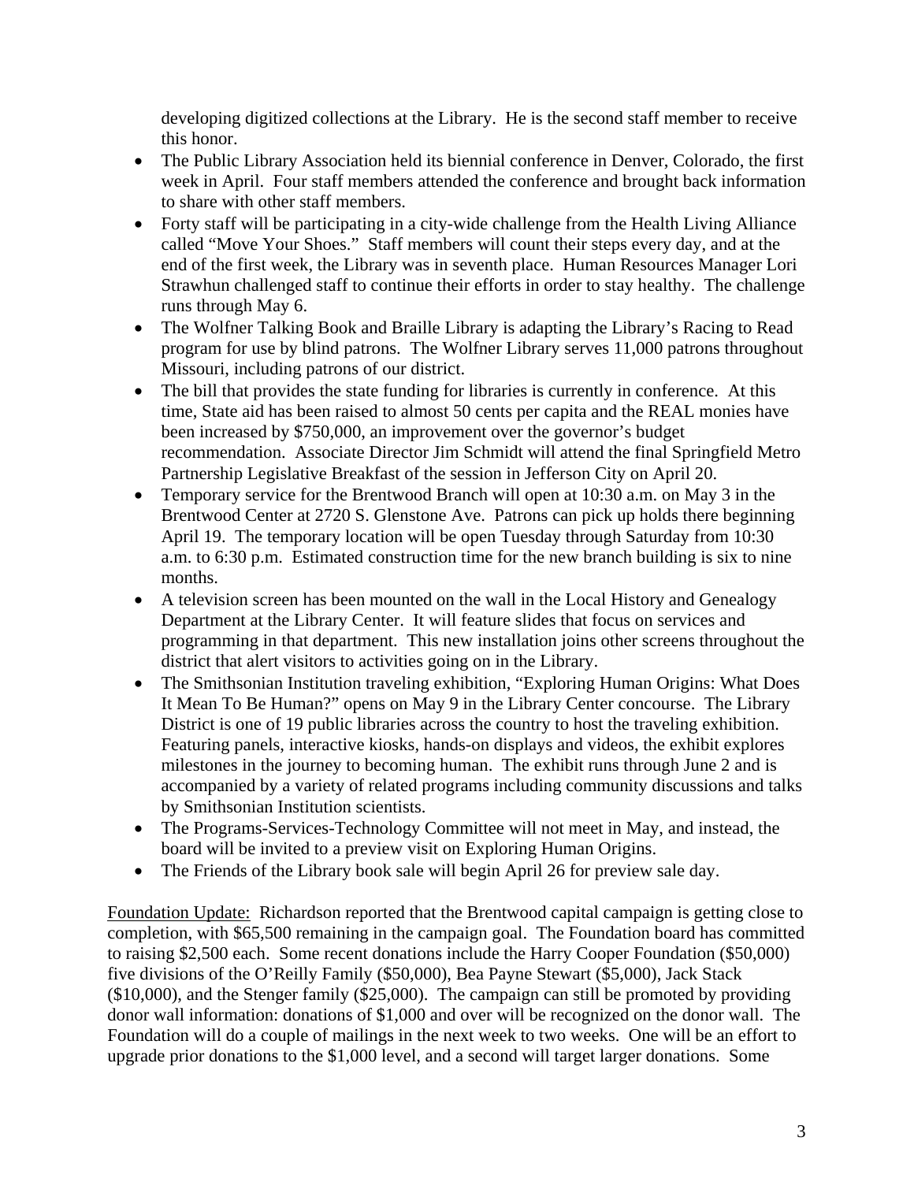developing digitized collections at the Library. He is the second staff member to receive this honor.

- The Public Library Association held its biennial conference in Denver, Colorado, the first week in April. Four staff members attended the conference and brought back information to share with other staff members.
- Forty staff will be participating in a city-wide challenge from the Health Living Alliance called "Move Your Shoes." Staff members will count their steps every day, and at the end of the first week, the Library was in seventh place. Human Resources Manager Lori Strawhun challenged staff to continue their efforts in order to stay healthy. The challenge runs through May 6.
- The Wolfner Talking Book and Braille Library is adapting the Library's Racing to Read program for use by blind patrons. The Wolfner Library serves 11,000 patrons throughout Missouri, including patrons of our district.
- The bill that provides the state funding for libraries is currently in conference. At this time, State aid has been raised to almost 50 cents per capita and the REAL monies have been increased by $750,000, an improvement over the governor's budget recommendation. Associate Director Jim Schmidt will attend the final Springfield Metro Partnership Legislative Breakfast of the session in Jefferson City on April 20.
- Temporary service for the Brentwood Branch will open at 10:30 a.m. on May 3 in the Brentwood Center at 2720 S. Glenstone Ave. Patrons can pick up holds there beginning April 19. The temporary location will be open Tuesday through Saturday from 10:30 a.m. to 6:30 p.m. Estimated construction time for the new branch building is six to nine months.
- A television screen has been mounted on the wall in the Local History and Genealogy Department at the Library Center. It will feature slides that focus on services and programming in that department. This new installation joins other screens throughout the district that alert visitors to activities going on in the Library.
- The Smithsonian Institution traveling exhibition, "Exploring Human Origins: What Does It Mean To Be Human?" opens on May 9 in the Library Center concourse. The Library District is one of 19 public libraries across the country to host the traveling exhibition. Featuring panels, interactive kiosks, hands-on displays and videos, the exhibit explores milestones in the journey to becoming human. The exhibit runs through June 2 and is accompanied by a variety of related programs including community discussions and talks by Smithsonian Institution scientists.
- The Programs-Services-Technology Committee will not meet in May, and instead, the board will be invited to a preview visit on Exploring Human Origins.
- The Friends of the Library book sale will begin April 26 for preview sale day.

Foundation Update: Richardson reported that the Brentwood capital campaign is getting close to completion, with $65,500 remaining in the campaign goal. The Foundation board has committed to raising $2,500 each. Some recent donations include the Harry Cooper Foundation ($50,000) five divisions of the O'Reilly Family ($50,000), Bea Payne Stewart ($5,000), Jack Stack ($10,000), and the Stenger family ($25,000). The campaign can still be promoted by providing donor wall information: donations of $1,000 and over will be recognized on the donor wall. The Foundation will do a couple of mailings in the next week to two weeks. One will be an effort to upgrade prior donations to the $1,000 level, and a second will target larger donations. Some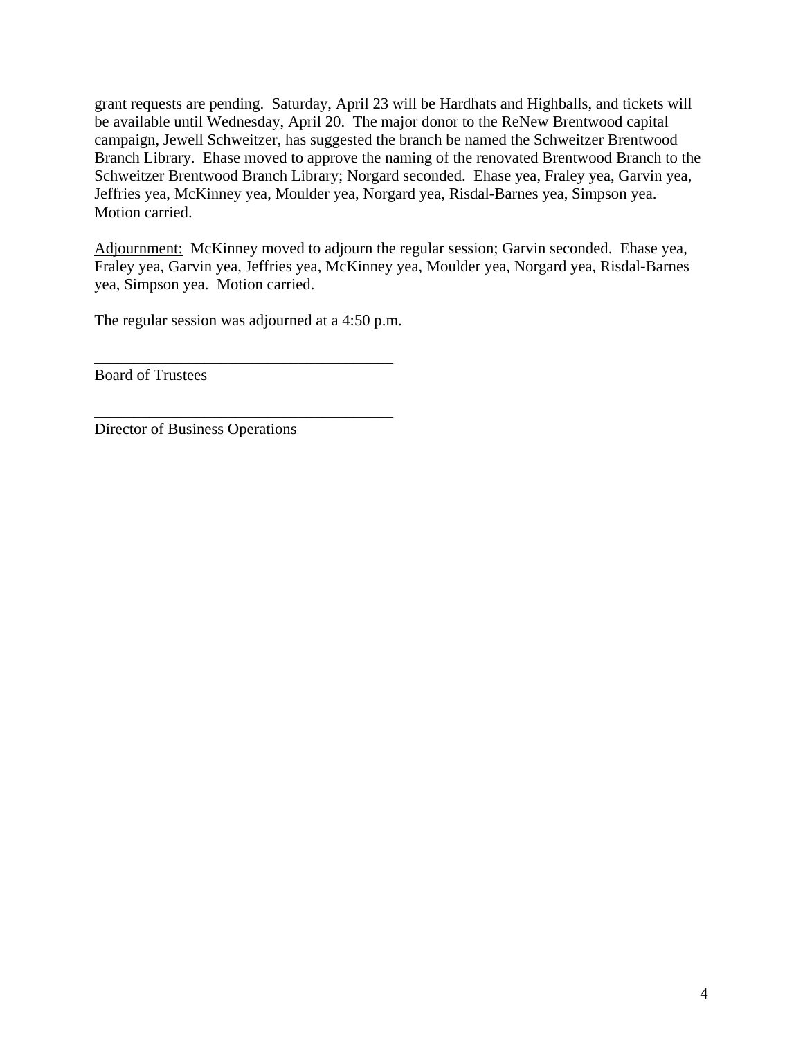grant requests are pending. Saturday, April 23 will be Hardhats and Highballs, and tickets will be available until Wednesday, April 20. The major donor to the ReNew Brentwood capital campaign, Jewell Schweitzer, has suggested the branch be named the Schweitzer Brentwood Branch Library. Ehase moved to approve the naming of the renovated Brentwood Branch to the Schweitzer Brentwood Branch Library; Norgard seconded. Ehase yea, Fraley yea, Garvin yea, Jeffries yea, McKinney yea, Moulder yea, Norgard yea, Risdal-Barnes yea, Simpson yea. Motion carried.

<u>Adjournment:</u> McKinney moved to adjourn the regular session; Garvin seconded. Ehase yea, Fraley yea, Garvin yea, Jeffries yea, McKinney yea, Moulder yea, Norgard yea, Risdal-Barnes yea, Simpson yea. Motion carried.

The regular session was adjourned at a 4:50 p.m.

_______________________________________
Board of Trustees

_______________________________________
Director of Business Operations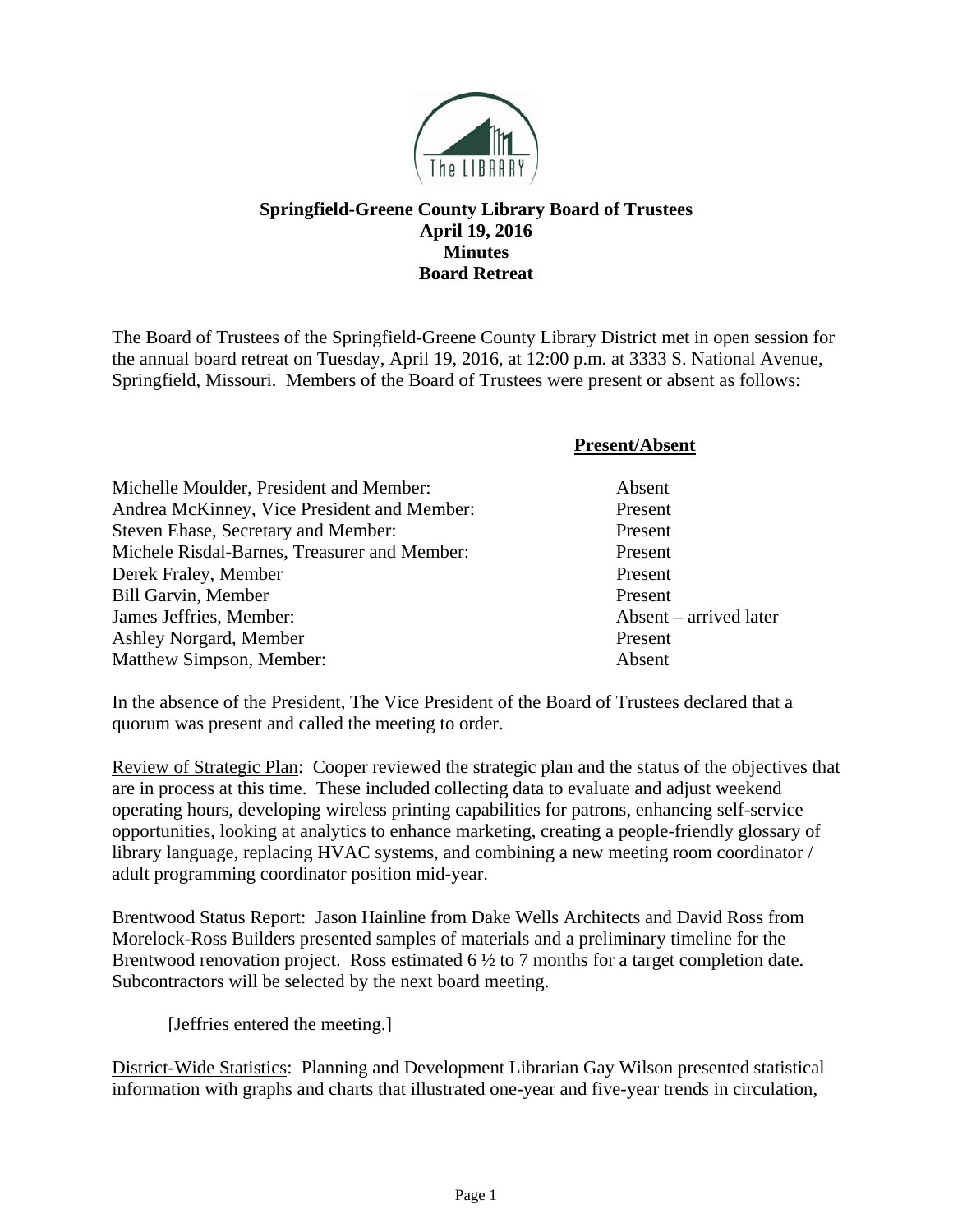# Springfield-Greene County Library Board of Trustees
# April 19, 2016
# Minutes
# Board Retreat

The Board of Trustees of the Springfield-Greene County Library District met in open session for the annual board retreat on Tuesday, April 19, 2016, at 12:00 p.m. at 3333 S. National Avenue, Springfield, Missouri. Members of the Board of Trustees were present or absent as follows:

| | **Present/Absent** |
|---|---|
| Michelle Moulder, President and Member: | Absent |
| Andrea McKinney, Vice President and Member: | Present |
| Steven Ehase, Secretary and Member: | Present |
| Michele Risdal-Barnes, Treasurer and Member: | Present |
| Derek Fraley, Member | Present |
| Bill Garvin, Member | Present |
| James Jeffries, Member: | Absent – arrived later |
| Ashley Norgard, Member | Present |
| Matthew Simpson, Member: | Absent |

In the absence of the President, The Vice President of the Board of Trustees declared that a quorum was present and called the meeting to order.

Review of Strategic Plan: Cooper reviewed the strategic plan and the status of the objectives that are in process at this time. These included collecting data to evaluate and adjust weekend operating hours, developing wireless printing capabilities for patrons, enhancing self-service opportunities, looking at analytics to enhance marketing, creating a people-friendly glossary of library language, replacing HVAC systems, and combining a new meeting room coordinator / adult programming coordinator position mid-year.

Brentwood Status Report: Jason Hainline from Dake Wells Architects and David Ross from Morelock-Ross Builders presented samples of materials and a preliminary timeline for the Brentwood renovation project. Ross estimated 6 ½ to 7 months for a target completion date. Subcontractors will be selected by the next board meeting.

[Jeffries entered the meeting.]

District-Wide Statistics: Planning and Development Librarian Gay Wilson presented statistical information with graphs and charts that illustrated one-year and five-year trends in circulation,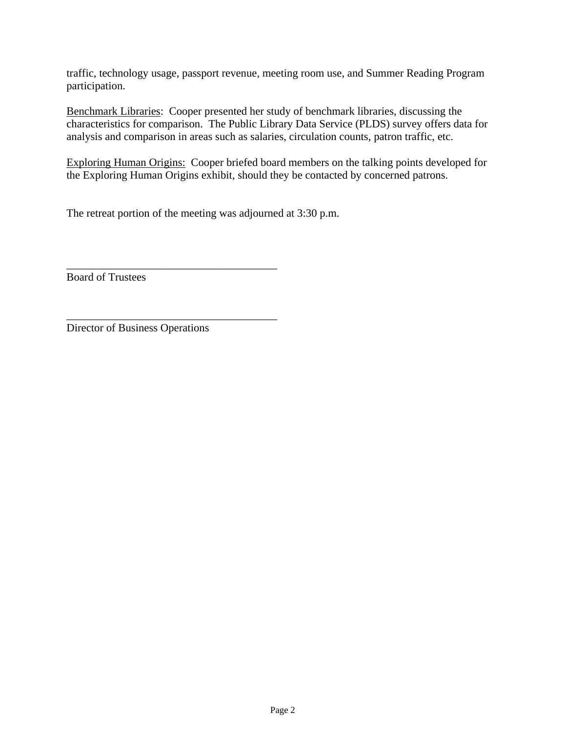traffic, technology usage, passport revenue, meeting room use, and Summer Reading Program participation.

Benchmark Libraries: Cooper presented her study of benchmark libraries, discussing the characteristics for comparison. The Public Library Data Service (PLDS) survey offers data for analysis and comparison in areas such as salaries, circulation counts, patron traffic, etc.

Exploring Human Origins: Cooper briefed board members on the talking points developed for the Exploring Human Origins exhibit, should they be contacted by concerned patrons.

The retreat portion of the meeting was adjourned at 3:30 p.m.

_______________________________________
Board of Trustees

_______________________________________
Director of Business Operations